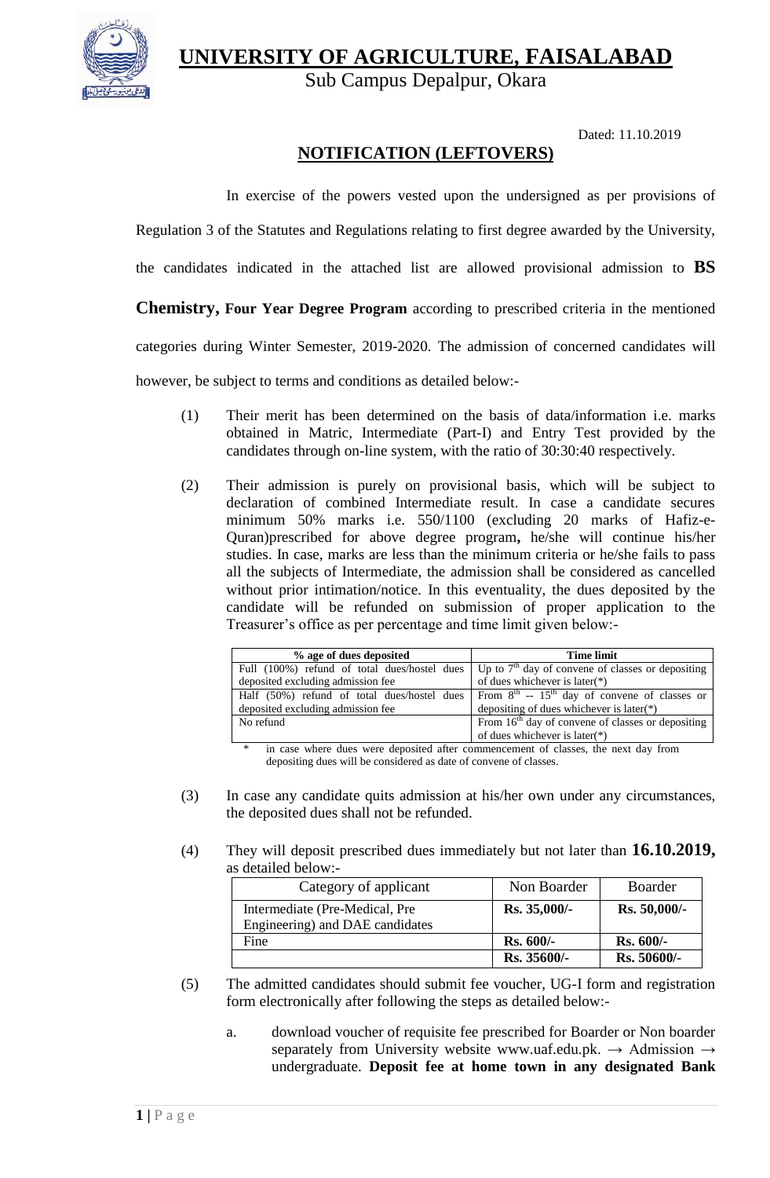# UNIVERSITY OF AGRICULTURE, FAISALABAD

Sub Campus Depalpur, Okara

Dated: 11.10.2019

## NOTIFICATION (LEFTOVERS)

In exercise of the powers vested upon the undersigned as per provisions of Regulation 3 of the Statutes and Regulations relating to first degree awarded by the University, the candidates indicated in the attached list are allowed provisional admission to **BS Chemistry, Four Year Degree Program** according to prescribed criteria in the mentioned categories during Winter Semester, 2019-2020. The admission of concerned candidates will however, be subject to terms and conditions as detailed below:-

(1) Their merit has been determined on the basis of data/information i.e. marks obtained in Matric, Intermediate (Part-I) and Entry Test provided by the candidates through on-line system, with the ratio of 30:30:40 respectively.

(2) Their admission is purely on provisional basis, which will be subject to declaration of combined Intermediate result. In case a candidate secures minimum 50% marks i.e. 550/1100 (excluding 20 marks of Hafiz-e-Quran)prescribed for above degree program**,** he/she will continue his/her studies. In case, marks are less than the minimum criteria or he/she fails to pass all the subjects of Intermediate, the admission shall be considered as cancelled without prior intimation/notice. In this eventuality, the dues deposited by the candidate will be refunded on submission of proper application to the Treasurer's office as per percentage and time limit given below:-

| % age of dues deposited | Time limit |
|---|---|
| Full (100%) refund of total dues/hostel dues deposited excluding admission fee | Up to 7th day of convene of classes or depositing of dues whichever is later(*) |
| Half (50%) refund of total dues/hostel dues deposited excluding admission fee | From 8th -- 15th day of convene of classes or depositing of dues whichever is later(*) |
| No refund | From 16th day of convene of classes or depositing of dues whichever is later(*) |

\* in case where dues were deposited after commencement of classes, the next day from depositing dues will be considered as date of convene of classes.

(3) In case any candidate quits admission at his/her own under any circumstances, the deposited dues shall not be refunded.

(4) They will deposit prescribed dues immediately but not later than **16.10.2019,** as detailed below:-

| Category of applicant | Non Boarder | Boarder |
|---|---|---|
| Intermediate (Pre-Medical, Pre Engineering) and DAE candidates | **Rs. 35,000/-** | **Rs. 50,000/-** |
| Fine | **Rs. 600/-** | **Rs. 600/-** |
| | **Rs. 35600/-** | **Rs. 50600/-** |

(5) The admitted candidates should submit fee voucher, UG-I form and registration form electronically after following the steps as detailed below:-

a. download voucher of requisite fee prescribed for Boarder or Non boarder separately from University website www.uaf.edu.pk. → Admission → undergraduate. **Deposit fee at home town in any designated Bank**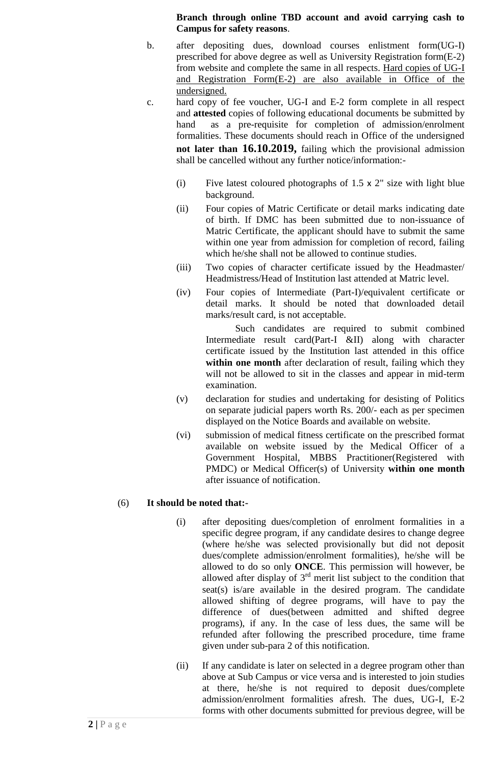**Branch through online TBD account and avoid carrying cash to Campus for safety reasons**.

b. after depositing dues, download courses enlistment form(UG-I) prescribed for above degree as well as University Registration form(E-2) from website and complete the same in all respects. Hard copies of UG-I and Registration Form(E-2) are also available in Office of the undersigned.

c. hard copy of fee voucher, UG-I and E-2 form complete in all respect and **attested** copies of following educational documents be submitted by hand as a pre-requisite for completion of admission/enrolment formalities. These documents should reach in Office of the undersigned **not later than 16.10.2019,** failing which the provisional admission shall be cancelled without any further notice/information:-

   (i) Five latest coloured photographs of 1.5 x 2" size with light blue background.

   (ii) Four copies of Matric Certificate or detail marks indicating date of birth. If DMC has been submitted due to non-issuance of Matric Certificate, the applicant should have to submit the same within one year from admission for completion of record, failing which he/she shall not be allowed to continue studies.

   (iii) Two copies of character certificate issued by the Headmaster/ Headmistress/Head of Institution last attended at Matric level.

   (iv) Four copies of Intermediate (Part-I)/equivalent certificate or detail marks. It should be noted that downloaded detail marks/result card, is not acceptable.

   Such candidates are required to submit combined Intermediate result card(Part-I &II) along with character certificate issued by the Institution last attended in this office **within one month** after declaration of result, failing which they will not be allowed to sit in the classes and appear in mid-term examination.

   (v) declaration for studies and undertaking for desisting of Politics on separate judicial papers worth Rs. 200/- each as per specimen displayed on the Notice Boards and available on website.

   (vi) submission of medical fitness certificate on the prescribed format available on website issued by the Medical Officer of a Government Hospital, MBBS Practitioner(Registered with PMDC) or Medical Officer(s) of University **within one month** after issuance of notification.

(6) **It should be noted that:-**

   (i) after depositing dues/completion of enrolment formalities in a specific degree program, if any candidate desires to change degree (where he/she was selected provisionally but did not deposit dues/complete admission/enrolment formalities), he/she will be allowed to do so only **ONCE**. This permission will however, be allowed after display of 3rd merit list subject to the condition that seat(s) is/are available in the desired program. The candidate allowed shifting of degree programs, will have to pay the difference of dues(between admitted and shifted degree programs), if any. In the case of less dues, the same will be refunded after following the prescribed procedure, time frame given under sub-para 2 of this notification.

   (ii) If any candidate is later on selected in a degree program other than above at Sub Campus or vice versa and is interested to join studies at there, he/she is not required to deposit dues/complete admission/enrolment formalities afresh. The dues, UG-I, E-2 forms with other documents submitted for previous degree, will be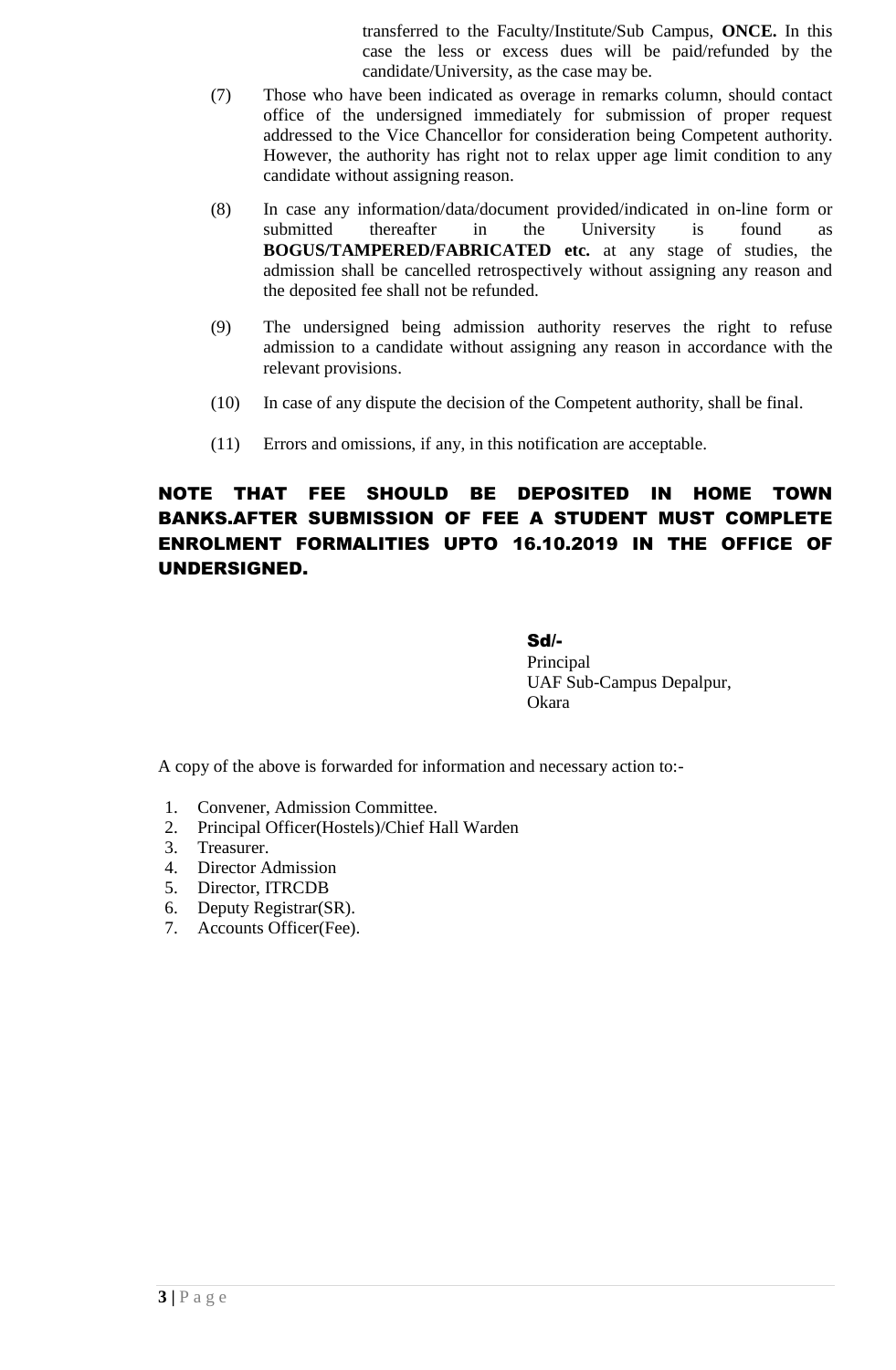transferred to the Faculty/Institute/Sub Campus, **ONCE.** In this case the less or excess dues will be paid/refunded by the candidate/University, as the case may be.

(7) Those who have been indicated as overage in remarks column, should contact office of the undersigned immediately for submission of proper request addressed to the Vice Chancellor for consideration being Competent authority. However, the authority has right not to relax upper age limit condition to any candidate without assigning reason.

(8) In case any information/data/document provided/indicated in on-line form or submitted thereafter in the University is found as **BOGUS/TAMPERED/FABRICATED etc.** at any stage of studies, the admission shall be cancelled retrospectively without assigning any reason and the deposited fee shall not be refunded.

(9) The undersigned being admission authority reserves the right to refuse admission to a candidate without assigning any reason in accordance with the relevant provisions.

(10) In case of any dispute the decision of the Competent authority, shall be final.

(11) Errors and omissions, if any, in this notification are acceptable.

**NOTE THAT FEE SHOULD BE DEPOSITED IN HOME TOWN BANKS.AFTER SUBMISSION OF FEE A STUDENT MUST COMPLETE ENROLMENT FORMALITIES UPTO 16.10.2019 IN THE OFFICE OF UNDERSIGNED.**

**Sd/-**
Principal
UAF Sub-Campus Depalpur,
Okara

A copy of the above is forwarded for information and necessary action to:-

1. Convener, Admission Committee.
2. Principal Officer(Hostels)/Chief Hall Warden
3. Treasurer.
4. Director Admission
5. Director, ITRCDB
6. Deputy Registrar(SR).
7. Accounts Officer(Fee).